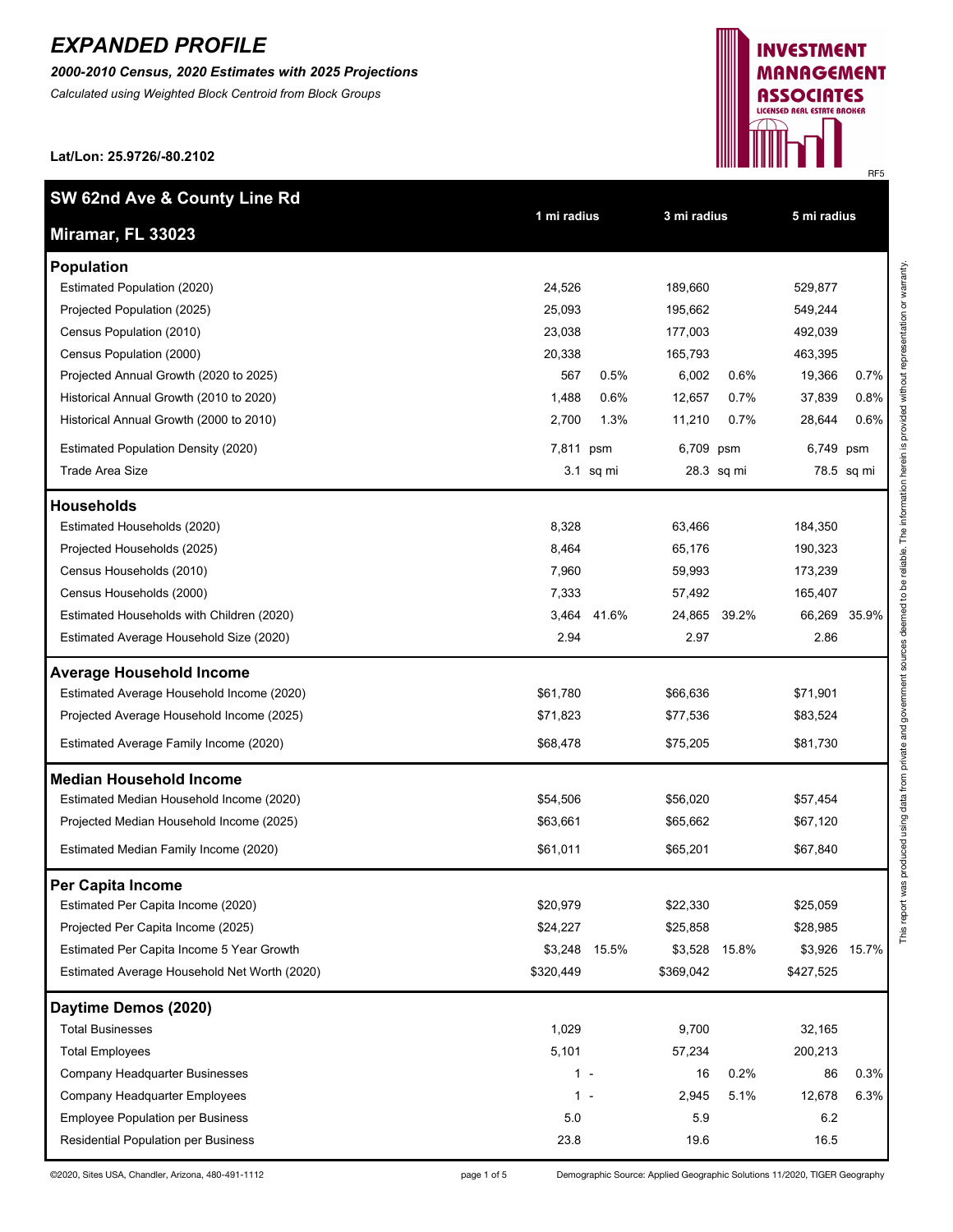# *EXPANDED PROFILE*

***2000-2010 Census, 2020 Estimates with 2025 Projections***

*Calculated using Weighted Block Centroid from Block Groups*

**Lat/Lon: 25.9726/-80.2102**

**INVESTMENT MANAGEMENT ASSOCIATES**
LICENSED REAL ESTATE BROKER

RF5

| **SW 62nd Ave & County Line Rd**<br>**Miramar, FL 33023** | 1 mi radius | | 3 mi radius | | 5 mi radius | |
|---|---|---|---|---|---|---|
| **Population** | | | | | | |
| Estimated Population (2020) | 24,526 | | 189,660 | | 529,877 | |
| Projected Population (2025) | 25,093 | | 195,662 | | 549,244 | |
| Census Population (2010) | 23,038 | | 177,003 | | 492,039 | |
| Census Population (2000) | 20,338 | | 165,793 | | 463,395 | |
| Projected Annual Growth (2020 to 2025) | 567 | 0.5% | 6,002 | 0.6% | 19,366 | 0.7% |
| Historical Annual Growth (2010 to 2020) | 1,488 | 0.6% | 12,657 | 0.7% | 37,839 | 0.8% |
| Historical Annual Growth (2000 to 2010) | 2,700 | 1.3% | 11,210 | 0.7% | 28,644 | 0.6% |
| Estimated Population Density (2020) | 7,811 | psm | 6,709 | psm | 6,749 | psm |
| Trade Area Size | 3.1 | sq mi | 28.3 | sq mi | 78.5 | sq mi |
| **Households** | | | | | | |
| Estimated Households (2020) | 8,328 | | 63,466 | | 184,350 | |
| Projected Households (2025) | 8,464 | | 65,176 | | 190,323 | |
| Census Households (2010) | 7,960 | | 59,993 | | 173,239 | |
| Census Households (2000) | 7,333 | | 57,492 | | 165,407 | |
| Estimated Households with Children (2020) | 3,464 | 41.6% | 24,865 | 39.2% | 66,269 | 35.9% |
| Estimated Average Household Size (2020) | 2.94 | | 2.97 | | 2.86 | |
| **Average Household Income** | | | | | | |
| Estimated Average Household Income (2020) | $61,780 | | $66,636 | | $71,901 | |
| Projected Average Household Income (2025) | $71,823 | | $77,536 | | $83,524 | |
| Estimated Average Family Income (2020) | $68,478 | | $75,205 | | $81,730 | |
| **Median Household Income** | | | | | | |
| Estimated Median Household Income (2020) | $54,506 | | $56,020 | | $57,454 | |
| Projected Median Household Income (2025) | $63,661 | | $65,662 | | $67,120 | |
| Estimated Median Family Income (2020) | $61,011 | | $65,201 | | $67,840 | |
| **Per Capita Income** | | | | | | |
| Estimated Per Capita Income (2020) | $20,979 | | $22,330 | | $25,059 | |
| Projected Per Capita Income (2025) | $24,227 | | $25,858 | | $28,985 | |
| Estimated Per Capita Income 5 Year Growth | $3,248 | 15.5% | $3,528 | 15.8% | $3,926 | 15.7% |
| Estimated Average Household Net Worth (2020) | $320,449 | | $369,042 | | $427,525 | |
| **Daytime Demos (2020)** | | | | | | |
| Total Businesses | 1,029 | | 9,700 | | 32,165 | |
| Total Employees | 5,101 | | 57,234 | | 200,213 | |
| Company Headquarter Businesses | 1 | - | 16 | 0.2% | 86 | 0.3% |
| Company Headquarter Employees | 1 | - | 2,945 | 5.1% | 12,678 | 6.3% |
| Employee Population per Business | 5.0 | | 5.9 | | 6.2 | |
| Residential Population per Business | 23.8 | | 19.6 | | 16.5 | |

This report was produced using data from private and government sources deemed to be reliable. The information herein is provided without representation or warranty.

©2020, Sites USA, Chandler, Arizona, 480-491-1112 — Demographic Source: Applied Geographic Solutions 11/2020, TIGER Geography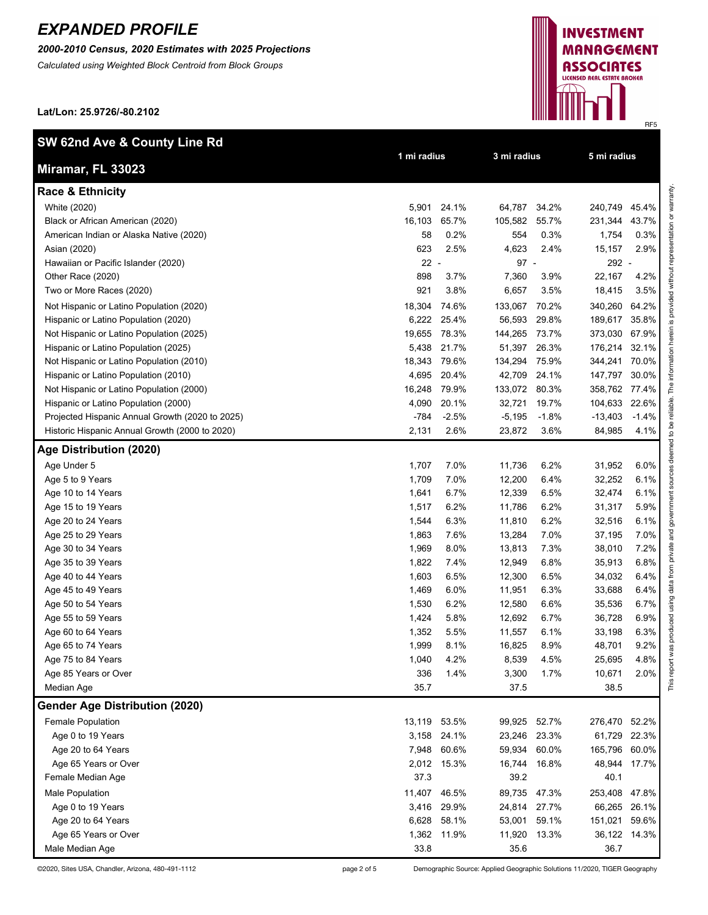# EXPANDED PROFILE

***2000-2010 Census, 2020 Estimates with 2025 Projections***

*Calculated using Weighted Block Centroid from Block Groups*

**Lat/Lon: 25.9726/-80.2102**

RF5

## SW 62nd Ave & County Line Rd

## Miramar, FL 33023

| | 1 mi radius | | 3 mi radius | | 5 mi radius | |
|---|---|---|---|---|---|---|
| **Race & Ethnicity** | | | | | | |
| White (2020) | 5,901 | 24.1% | 64,787 | 34.2% | 240,749 | 45.4% |
| Black or African American (2020) | 16,103 | 65.7% | 105,582 | 55.7% | 231,344 | 43.7% |
| American Indian or Alaska Native (2020) | 58 | 0.2% | 554 | 0.3% | 1,754 | 0.3% |
| Asian (2020) | 623 | 2.5% | 4,623 | 2.4% | 15,157 | 2.9% |
| Hawaiian or Pacific Islander (2020) | 22 | - | 97 | - | 292 | - |
| Other Race (2020) | 898 | 3.7% | 7,360 | 3.9% | 22,167 | 4.2% |
| Two or More Races (2020) | 921 | 3.8% | 6,657 | 3.5% | 18,415 | 3.5% |
| Not Hispanic or Latino Population (2020) | 18,304 | 74.6% | 133,067 | 70.2% | 340,260 | 64.2% |
| Hispanic or Latino Population (2020) | 6,222 | 25.4% | 56,593 | 29.8% | 189,617 | 35.8% |
| Not Hispanic or Latino Population (2025) | 19,655 | 78.3% | 144,265 | 73.7% | 373,030 | 67.9% |
| Hispanic or Latino Population (2025) | 5,438 | 21.7% | 51,397 | 26.3% | 176,214 | 32.1% |
| Not Hispanic or Latino Population (2010) | 18,343 | 79.6% | 134,294 | 75.9% | 344,241 | 70.0% |
| Hispanic or Latino Population (2010) | 4,695 | 20.4% | 42,709 | 24.1% | 147,797 | 30.0% |
| Not Hispanic or Latino Population (2000) | 16,248 | 79.9% | 133,072 | 80.3% | 358,762 | 77.4% |
| Hispanic or Latino Population (2000) | 4,090 | 20.1% | 32,721 | 19.7% | 104,633 | 22.6% |
| Projected Hispanic Annual Growth (2020 to 2025) | -784 | -2.5% | -5,195 | -1.8% | -13,403 | -1.4% |
| Historic Hispanic Annual Growth (2000 to 2020) | 2,131 | 2.6% | 23,872 | 3.6% | 84,985 | 4.1% |
| **Age Distribution (2020)** | | | | | | |
| Age Under 5 | 1,707 | 7.0% | 11,736 | 6.2% | 31,952 | 6.0% |
| Age 5 to 9 Years | 1,709 | 7.0% | 12,200 | 6.4% | 32,252 | 6.1% |
| Age 10 to 14 Years | 1,641 | 6.7% | 12,339 | 6.5% | 32,474 | 6.1% |
| Age 15 to 19 Years | 1,517 | 6.2% | 11,786 | 6.2% | 31,317 | 5.9% |
| Age 20 to 24 Years | 1,544 | 6.3% | 11,810 | 6.2% | 32,516 | 6.1% |
| Age 25 to 29 Years | 1,863 | 7.6% | 13,284 | 7.0% | 37,195 | 7.0% |
| Age 30 to 34 Years | 1,969 | 8.0% | 13,813 | 7.3% | 38,010 | 7.2% |
| Age 35 to 39 Years | 1,822 | 7.4% | 12,949 | 6.8% | 35,913 | 6.8% |
| Age 40 to 44 Years | 1,603 | 6.5% | 12,300 | 6.5% | 34,032 | 6.4% |
| Age 45 to 49 Years | 1,469 | 6.0% | 11,951 | 6.3% | 33,688 | 6.4% |
| Age 50 to 54 Years | 1,530 | 6.2% | 12,580 | 6.6% | 35,536 | 6.7% |
| Age 55 to 59 Years | 1,424 | 5.8% | 12,692 | 6.7% | 36,728 | 6.9% |
| Age 60 to 64 Years | 1,352 | 5.5% | 11,557 | 6.1% | 33,198 | 6.3% |
| Age 65 to 74 Years | 1,999 | 8.1% | 16,825 | 8.9% | 48,701 | 9.2% |
| Age 75 to 84 Years | 1,040 | 4.2% | 8,539 | 4.5% | 25,695 | 4.8% |
| Age 85 Years or Over | 336 | 1.4% | 3,300 | 1.7% | 10,671 | 2.0% |
| Median Age | 35.7 | | 37.5 | | 38.5 | |
| **Gender Age Distribution (2020)** | | | | | | |
| Female Population | 13,119 | 53.5% | 99,925 | 52.7% | 276,470 | 52.2% |
| Age 0 to 19 Years | 3,158 | 24.1% | 23,246 | 23.3% | 61,729 | 22.3% |
| Age 20 to 64 Years | 7,948 | 60.6% | 59,934 | 60.0% | 165,796 | 60.0% |
| Age 65 Years or Over | 2,012 | 15.3% | 16,744 | 16.8% | 48,944 | 17.7% |
| Female Median Age | 37.3 | | 39.2 | | 40.1 | |
| Male Population | 11,407 | 46.5% | 89,735 | 47.3% | 253,408 | 47.8% |
| Age 0 to 19 Years | 3,416 | 29.9% | 24,814 | 27.7% | 66,265 | 26.1% |
| Age 20 to 64 Years | 6,628 | 58.1% | 53,001 | 59.1% | 151,021 | 59.6% |
| Age 65 Years or Over | 1,362 | 11.9% | 11,920 | 13.3% | 36,122 | 14.3% |
| Male Median Age | 33.8 | | 35.6 | | 36.7 | |

This report was produced using data from private and government sources deemed to be reliable. The information herein is provided without representation or warranty.

©2020, Sites USA, Chandler, Arizona, 480-491-1112

Demographic Source: Applied Geographic Solutions 11/2020, TIGER Geography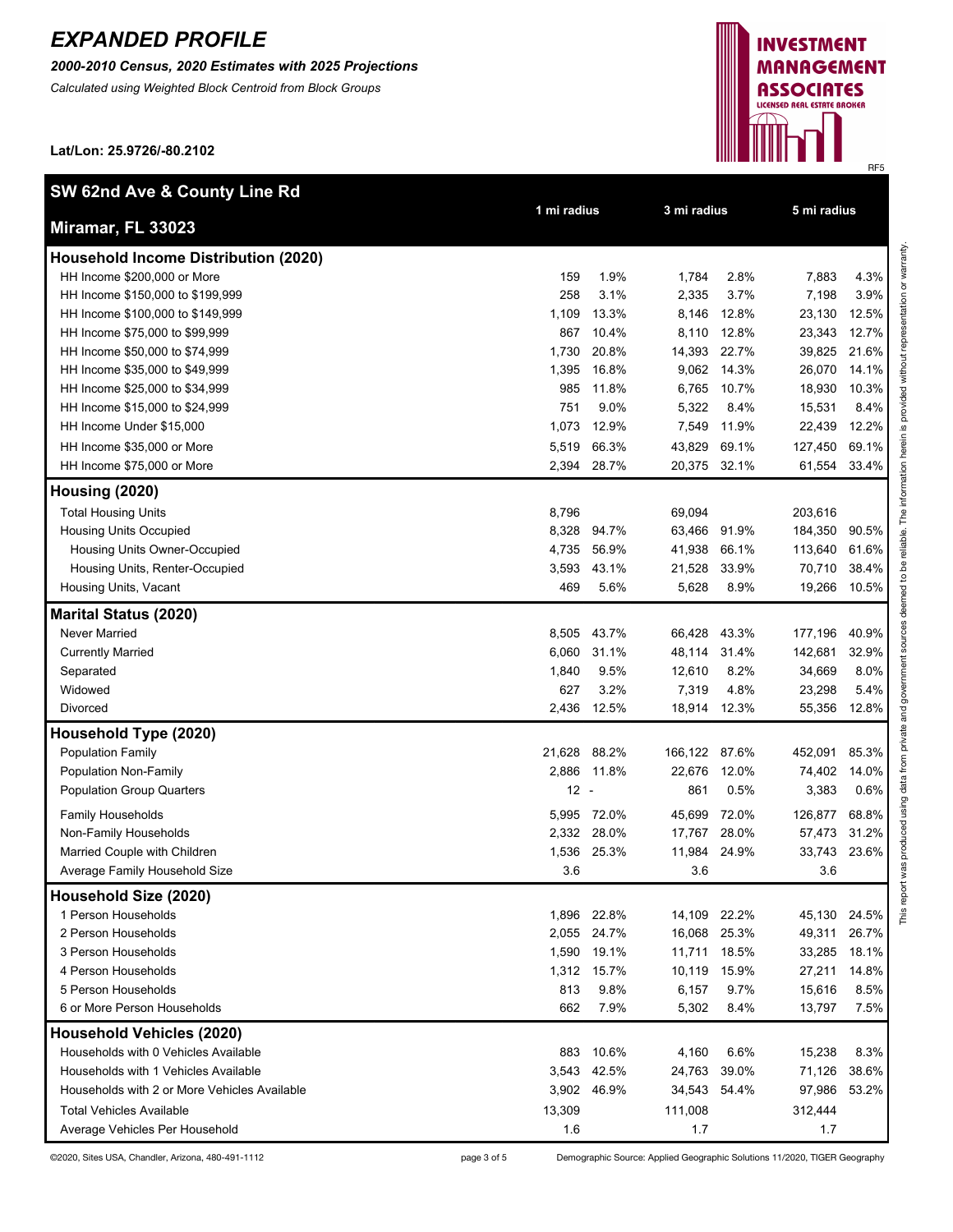# *EXPANDED PROFILE*

***2000-2010 Census, 2020 Estimates with 2025 Projections***

*Calculated using Weighted Block Centroid from Block Groups*

**Lat/Lon: 25.9726/-80.2102**

**INVESTMENT MANAGEMENT ASSOCIATES**
LICENSED REAL ESTATE BROKER

RF5

| **SW 62nd Ave & County Line Rd** / **Miramar, FL 33023** | 1 mi radius | | 3 mi radius | | 5 mi radius | |
|---|---|---|---|---|---|---|
| **Household Income Distribution (2020)** | | | | | | |
| HH Income $200,000 or More | 159 | 1.9% | 1,784 | 2.8% | 7,883 | 4.3% |
| HH Income $150,000 to $199,999 | 258 | 3.1% | 2,335 | 3.7% | 7,198 | 3.9% |
| HH Income $100,000 to $149,999 | 1,109 | 13.3% | 8,146 | 12.8% | 23,130 | 12.5% |
| HH Income $75,000 to $99,999 | 867 | 10.4% | 8,110 | 12.8% | 23,343 | 12.7% |
| HH Income $50,000 to $74,999 | 1,730 | 20.8% | 14,393 | 22.7% | 39,825 | 21.6% |
| HH Income $35,000 to $49,999 | 1,395 | 16.8% | 9,062 | 14.3% | 26,070 | 14.1% |
| HH Income $25,000 to $34,999 | 985 | 11.8% | 6,765 | 10.7% | 18,930 | 10.3% |
| HH Income $15,000 to $24,999 | 751 | 9.0% | 5,322 | 8.4% | 15,531 | 8.4% |
| HH Income Under $15,000 | 1,073 | 12.9% | 7,549 | 11.9% | 22,439 | 12.2% |
| HH Income $35,000 or More | 5,519 | 66.3% | 43,829 | 69.1% | 127,450 | 69.1% |
| HH Income $75,000 or More | 2,394 | 28.7% | 20,375 | 32.1% | 61,554 | 33.4% |
| **Housing (2020)** | | | | | | |
| Total Housing Units | 8,796 | | 69,094 | | 203,616 | |
| Housing Units Occupied | 8,328 | 94.7% | 63,466 | 91.9% | 184,350 | 90.5% |
| Housing Units Owner-Occupied | 4,735 | 56.9% | 41,938 | 66.1% | 113,640 | 61.6% |
| Housing Units, Renter-Occupied | 3,593 | 43.1% | 21,528 | 33.9% | 70,710 | 38.4% |
| Housing Units, Vacant | 469 | 5.6% | 5,628 | 8.9% | 19,266 | 10.5% |
| **Marital Status (2020)** | | | | | | |
| Never Married | 8,505 | 43.7% | 66,428 | 43.3% | 177,196 | 40.9% |
| Currently Married | 6,060 | 31.1% | 48,114 | 31.4% | 142,681 | 32.9% |
| Separated | 1,840 | 9.5% | 12,610 | 8.2% | 34,669 | 8.0% |
| Widowed | 627 | 3.2% | 7,319 | 4.8% | 23,298 | 5.4% |
| Divorced | 2,436 | 12.5% | 18,914 | 12.3% | 55,356 | 12.8% |
| **Household Type (2020)** | | | | | | |
| Population Family | 21,628 | 88.2% | 166,122 | 87.6% | 452,091 | 85.3% |
| Population Non-Family | 2,886 | 11.8% | 22,676 | 12.0% | 74,402 | 14.0% |
| Population Group Quarters | 12 | - | 861 | 0.5% | 3,383 | 0.6% |
| Family Households | 5,995 | 72.0% | 45,699 | 72.0% | 126,877 | 68.8% |
| Non-Family Households | 2,332 | 28.0% | 17,767 | 28.0% | 57,473 | 31.2% |
| Married Couple with Children | 1,536 | 25.3% | 11,984 | 24.9% | 33,743 | 23.6% |
| Average Family Household Size | 3.6 | | 3.6 | | 3.6 | |
| **Household Size (2020)** | | | | | | |
| 1 Person Households | 1,896 | 22.8% | 14,109 | 22.2% | 45,130 | 24.5% |
| 2 Person Households | 2,055 | 24.7% | 16,068 | 25.3% | 49,311 | 26.7% |
| 3 Person Households | 1,590 | 19.1% | 11,711 | 18.5% | 33,285 | 18.1% |
| 4 Person Households | 1,312 | 15.7% | 10,119 | 15.9% | 27,211 | 14.8% |
| 5 Person Households | 813 | 9.8% | 6,157 | 9.7% | 15,616 | 8.5% |
| 6 or More Person Households | 662 | 7.9% | 5,302 | 8.4% | 13,797 | 7.5% |
| **Household Vehicles (2020)** | | | | | | |
| Households with 0 Vehicles Available | 883 | 10.6% | 4,160 | 6.6% | 15,238 | 8.3% |
| Households with 1 Vehicles Available | 3,543 | 42.5% | 24,763 | 39.0% | 71,126 | 38.6% |
| Households with 2 or More Vehicles Available | 3,902 | 46.9% | 34,543 | 54.4% | 97,986 | 53.2% |
| Total Vehicles Available | 13,309 | | 111,008 | | 312,444 | |
| Average Vehicles Per Household | 1.6 | | 1.7 | | 1.7 | |

This report was produced using data from private and government sources deemed to be reliable. The information herein is provided without representation or warranty.

©2020, Sites USA, Chandler, Arizona, 480-491-1112

Demographic Source: Applied Geographic Solutions 11/2020, TIGER Geography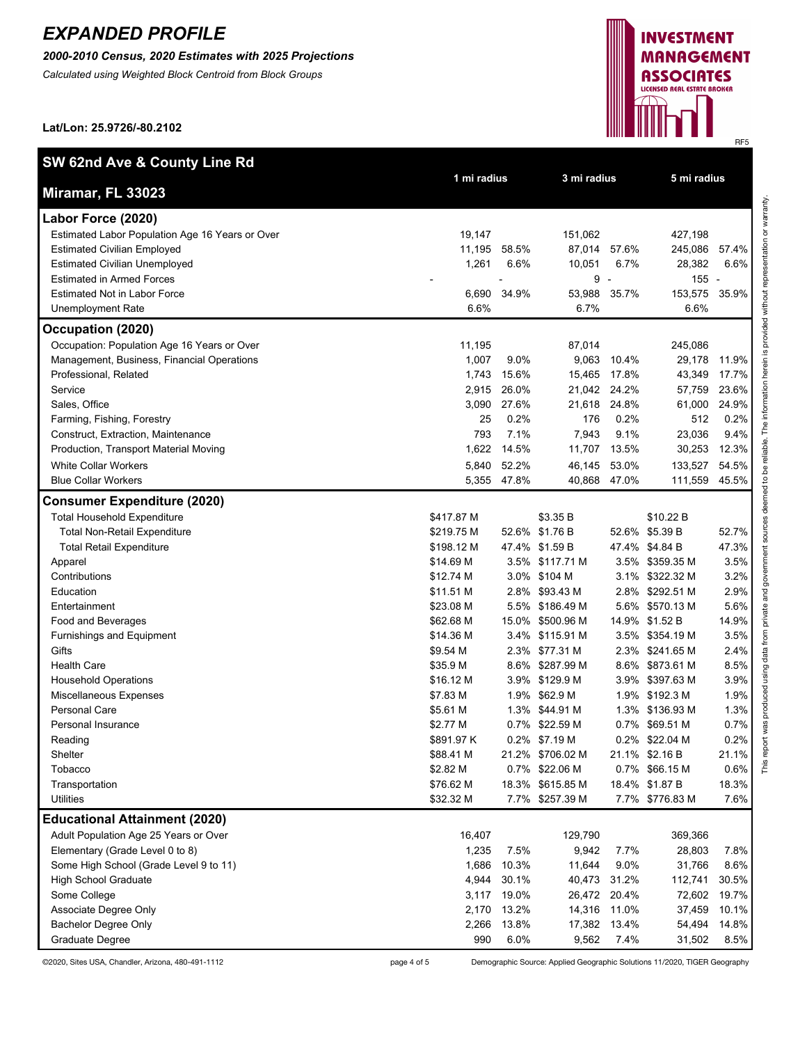# *EXPANDED PROFILE*

***2000-2010 Census, 2020 Estimates with 2025 Projections***

*Calculated using Weighted Block Centroid from Block Groups*

**Lat/Lon: 25.9726/-80.2102**

**INVESTMENT MANAGEMENT ASSOCIATES**
LICENSED REAL ESTATE BROKER

RF5

| **SW 62nd Ave & County Line Rd** **Miramar, FL 33023** | 1 mi radius | | 3 mi radius | | 5 mi radius | |
|---|---|---|---|---|---|---|
| **Labor Force (2020)** | | | | | | |
| Estimated Labor Population Age 16 Years or Over | 19,147 | | 151,062 | | 427,198 | |
| Estimated Civilian Employed | 11,195 | 58.5% | 87,014 | 57.6% | 245,086 | 57.4% |
| Estimated Civilian Unemployed | 1,261 | 6.6% | 10,051 | 6.7% | 28,382 | 6.6% |
| Estimated in Armed Forces | - | - | 9 | - | 155 | - |
| Estimated Not in Labor Force | 6,690 | 34.9% | 53,988 | 35.7% | 153,575 | 35.9% |
| Unemployment Rate | 6.6% | | 6.7% | | 6.6% | |
| **Occupation (2020)** | | | | | | |
| Occupation: Population Age 16 Years or Over | 11,195 | | 87,014 | | 245,086 | |
| Management, Business, Financial Operations | 1,007 | 9.0% | 9,063 | 10.4% | 29,178 | 11.9% |
| Professional, Related | 1,743 | 15.6% | 15,465 | 17.8% | 43,349 | 17.7% |
| Service | 2,915 | 26.0% | 21,042 | 24.2% | 57,759 | 23.6% |
| Sales, Office | 3,090 | 27.6% | 21,618 | 24.8% | 61,000 | 24.9% |
| Farming, Fishing, Forestry | 25 | 0.2% | 176 | 0.2% | 512 | 0.2% |
| Construct, Extraction, Maintenance | 793 | 7.1% | 7,943 | 9.1% | 23,036 | 9.4% |
| Production, Transport Material Moving | 1,622 | 14.5% | 11,707 | 13.5% | 30,253 | 12.3% |
| White Collar Workers | 5,840 | 52.2% | 46,145 | 53.0% | 133,527 | 54.5% |
| Blue Collar Workers | 5,355 | 47.8% | 40,868 | 47.0% | 111,559 | 45.5% |
| **Consumer Expenditure (2020)** | | | | | | |
| Total Household Expenditure | $417.87 M | | $3.35 B | | $10.22 B | |
| Total Non-Retail Expenditure | $219.75 M | 52.6% | $1.76 B | 52.6% | $5.39 B | 52.7% |
| Total Retail Expenditure | $198.12 M | 47.4% | $1.59 B | 47.4% | $4.84 B | 47.3% |
| Apparel | $14.69 M | 3.5% | $117.71 M | 3.5% | $359.35 M | 3.5% |
| Contributions | $12.74 M | 3.0% | $104 M | 3.1% | $322.32 M | 3.2% |
| Education | $11.51 M | 2.8% | $93.43 M | 2.8% | $292.51 M | 2.9% |
| Entertainment | $23.08 M | 5.5% | $186.49 M | 5.6% | $570.13 M | 5.6% |
| Food and Beverages | $62.68 M | 15.0% | $500.96 M | 14.9% | $1.52 B | 14.9% |
| Furnishings and Equipment | $14.36 M | 3.4% | $115.91 M | 3.5% | $354.19 M | 3.5% |
| Gifts | $9.54 M | 2.3% | $77.31 M | 2.3% | $241.65 M | 2.4% |
| Health Care | $35.9 M | 8.6% | $287.99 M | 8.6% | $873.61 M | 8.5% |
| Household Operations | $16.12 M | 3.9% | $129.9 M | 3.9% | $397.63 M | 3.9% |
| Miscellaneous Expenses | $7.83 M | 1.9% | $62.9 M | 1.9% | $192.3 M | 1.9% |
| Personal Care | $5.61 M | 1.3% | $44.91 M | 1.3% | $136.93 M | 1.3% |
| Personal Insurance | $2.77 M | 0.7% | $22.59 M | 0.7% | $69.51 M | 0.7% |
| Reading | $891.97 K | 0.2% | $7.19 M | 0.2% | $22.04 M | 0.2% |
| Shelter | $88.41 M | 21.2% | $706.02 M | 21.1% | $2.16 B | 21.1% |
| Tobacco | $2.82 M | 0.7% | $22.06 M | 0.7% | $66.15 M | 0.6% |
| Transportation | $76.62 M | 18.3% | $615.85 M | 18.4% | $1.87 B | 18.3% |
| Utilities | $32.32 M | 7.7% | $257.39 M | 7.7% | $776.83 M | 7.6% |
| **Educational Attainment (2020)** | | | | | | |
| Adult Population Age 25 Years or Over | 16,407 | | 129,790 | | 369,366 | |
| Elementary (Grade Level 0 to 8) | 1,235 | 7.5% | 9,942 | 7.7% | 28,803 | 7.8% |
| Some High School (Grade Level 9 to 11) | 1,686 | 10.3% | 11,644 | 9.0% | 31,766 | 8.6% |
| High School Graduate | 4,944 | 30.1% | 40,473 | 31.2% | 112,741 | 30.5% |
| Some College | 3,117 | 19.0% | 26,472 | 20.4% | 72,602 | 19.7% |
| Associate Degree Only | 2,170 | 13.2% | 14,316 | 11.0% | 37,459 | 10.1% |
| Bachelor Degree Only | 2,266 | 13.8% | 17,382 | 13.4% | 54,494 | 14.8% |
| Graduate Degree | 990 | 6.0% | 9,562 | 7.4% | 31,502 | 8.5% |

This report was produced using data from private and government sources deemed to be reliable. The information herein is provided without representation or warranty.

©2020, Sites USA, Chandler, Arizona, 480-491-1112

Demographic Source: Applied Geographic Solutions 11/2020, TIGER Geography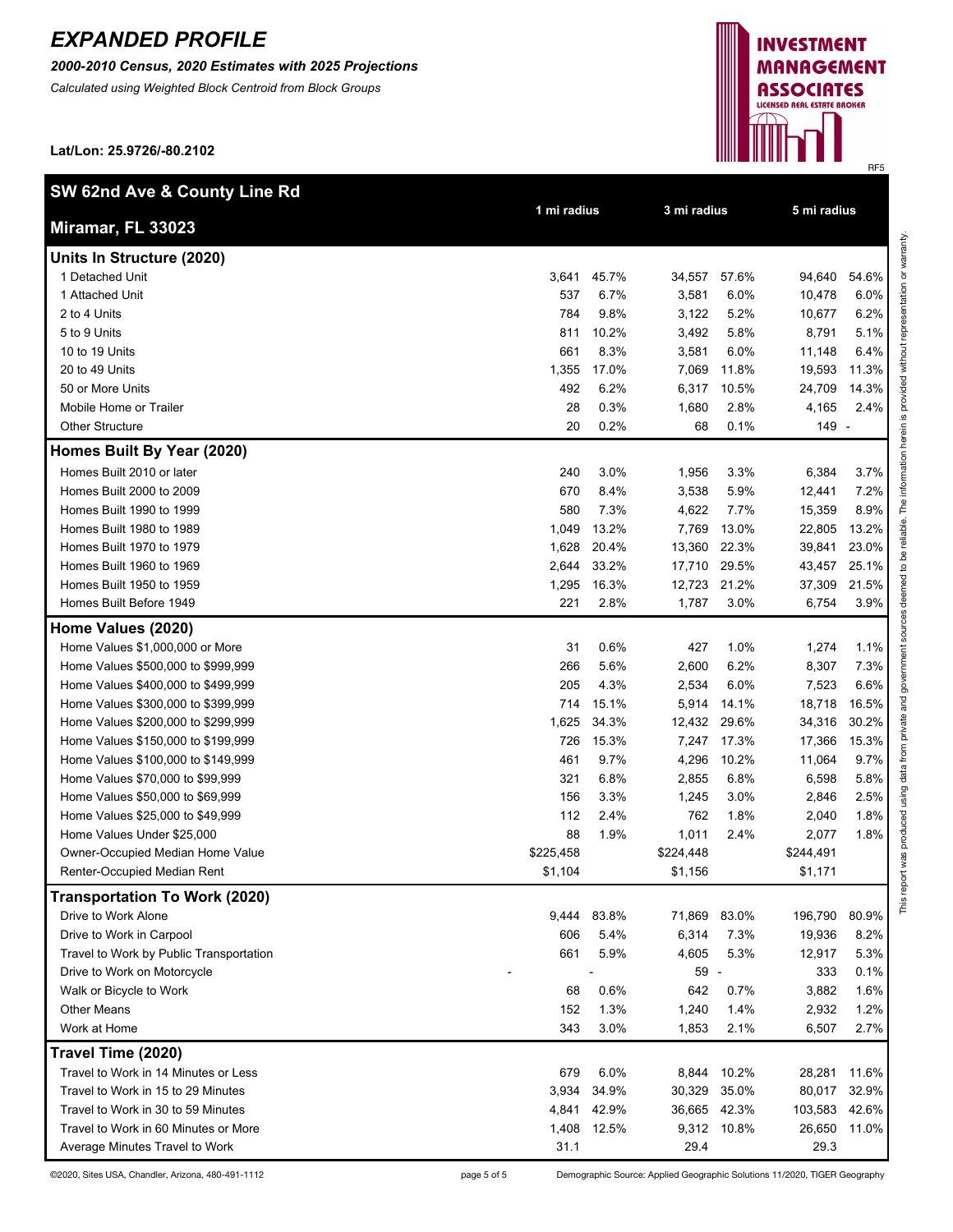# EXPANDED PROFILE

***2000-2010 Census, 2020 Estimates with 2025 Projections***

*Calculated using Weighted Block Centroid from Block Groups*

**Lat/Lon: 25.9726/-80.2102**

INVESTMENT MANAGEMENT ASSOCIATES
LICENSED REAL ESTATE BROKER

RF5

## SW 62nd Ave & County Line Rd
## Miramar, FL 33023

| | 1 mi radius | | 3 mi radius | | 5 mi radius | |
|---|---|---|---|---|---|---|
| **Units In Structure (2020)** | | | | | | |
| 1 Detached Unit | 3,641 | 45.7% | 34,557 | 57.6% | 94,640 | 54.6% |
| 1 Attached Unit | 537 | 6.7% | 3,581 | 6.0% | 10,478 | 6.0% |
| 2 to 4 Units | 784 | 9.8% | 3,122 | 5.2% | 10,677 | 6.2% |
| 5 to 9 Units | 811 | 10.2% | 3,492 | 5.8% | 8,791 | 5.1% |
| 10 to 19 Units | 661 | 8.3% | 3,581 | 6.0% | 11,148 | 6.4% |
| 20 to 49 Units | 1,355 | 17.0% | 7,069 | 11.8% | 19,593 | 11.3% |
| 50 or More Units | 492 | 6.2% | 6,317 | 10.5% | 24,709 | 14.3% |
| Mobile Home or Trailer | 28 | 0.3% | 1,680 | 2.8% | 4,165 | 2.4% |
| Other Structure | 20 | 0.2% | 68 | 0.1% | 149 | - |
| **Homes Built By Year (2020)** | | | | | | |
| Homes Built 2010 or later | 240 | 3.0% | 1,956 | 3.3% | 6,384 | 3.7% |
| Homes Built 2000 to 2009 | 670 | 8.4% | 3,538 | 5.9% | 12,441 | 7.2% |
| Homes Built 1990 to 1999 | 580 | 7.3% | 4,622 | 7.7% | 15,359 | 8.9% |
| Homes Built 1980 to 1989 | 1,049 | 13.2% | 7,769 | 13.0% | 22,805 | 13.2% |
| Homes Built 1970 to 1979 | 1,628 | 20.4% | 13,360 | 22.3% | 39,841 | 23.0% |
| Homes Built 1960 to 1969 | 2,644 | 33.2% | 17,710 | 29.5% | 43,457 | 25.1% |
| Homes Built 1950 to 1959 | 1,295 | 16.3% | 12,723 | 21.2% | 37,309 | 21.5% |
| Homes Built Before 1949 | 221 | 2.8% | 1,787 | 3.0% | 6,754 | 3.9% |
| **Home Values (2020)** | | | | | | |
| Home Values $1,000,000 or More | 31 | 0.6% | 427 | 1.0% | 1,274 | 1.1% |
| Home Values $500,000 to $999,999 | 266 | 5.6% | 2,600 | 6.2% | 8,307 | 7.3% |
| Home Values $400,000 to $499,999 | 205 | 4.3% | 2,534 | 6.0% | 7,523 | 6.6% |
| Home Values $300,000 to $399,999 | 714 | 15.1% | 5,914 | 14.1% | 18,718 | 16.5% |
| Home Values $200,000 to $299,999 | 1,625 | 34.3% | 12,432 | 29.6% | 34,316 | 30.2% |
| Home Values $150,000 to $199,999 | 726 | 15.3% | 7,247 | 17.3% | 17,366 | 15.3% |
| Home Values $100,000 to $149,999 | 461 | 9.7% | 4,296 | 10.2% | 11,064 | 9.7% |
| Home Values $70,000 to $99,999 | 321 | 6.8% | 2,855 | 6.8% | 6,598 | 5.8% |
| Home Values $50,000 to $69,999 | 156 | 3.3% | 1,245 | 3.0% | 2,846 | 2.5% |
| Home Values $25,000 to $49,999 | 112 | 2.4% | 762 | 1.8% | 2,040 | 1.8% |
| Home Values Under $25,000 | 88 | 1.9% | 1,011 | 2.4% | 2,077 | 1.8% |
| Owner-Occupied Median Home Value | $225,458 | | $224,448 | | $244,491 | |
| Renter-Occupied Median Rent | $1,104 | | $1,156 | | $1,171 | |
| **Transportation To Work (2020)** | | | | | | |
| Drive to Work Alone | 9,444 | 83.8% | 71,869 | 83.0% | 196,790 | 80.9% |
| Drive to Work in Carpool | 606 | 5.4% | 6,314 | 7.3% | 19,936 | 8.2% |
| Travel to Work by Public Transportation | 661 | 5.9% | 4,605 | 5.3% | 12,917 | 5.3% |
| Drive to Work on Motorcycle | - | - | 59 | - | 333 | 0.1% |
| Walk or Bicycle to Work | 68 | 0.6% | 642 | 0.7% | 3,882 | 1.6% |
| Other Means | 152 | 1.3% | 1,240 | 1.4% | 2,932 | 1.2% |
| Work at Home | 343 | 3.0% | 1,853 | 2.1% | 6,507 | 2.7% |
| **Travel Time (2020)** | | | | | | |
| Travel to Work in 14 Minutes or Less | 679 | 6.0% | 8,844 | 10.2% | 28,281 | 11.6% |
| Travel to Work in 15 to 29 Minutes | 3,934 | 34.9% | 30,329 | 35.0% | 80,017 | 32.9% |
| Travel to Work in 30 to 59 Minutes | 4,841 | 42.9% | 36,665 | 42.3% | 103,583 | 42.6% |
| Travel to Work in 60 Minutes or More | 1,408 | 12.5% | 9,312 | 10.8% | 26,650 | 11.0% |
| Average Minutes Travel to Work | 31.1 | | 29.4 | | 29.3 | |

This report was produced using data from private and government sources deemed to be reliable. The information herein is provided without representation or warranty.

©2020, Sites USA, Chandler, Arizona, 480-491-1112

Demographic Source: Applied Geographic Solutions 11/2020, TIGER Geography